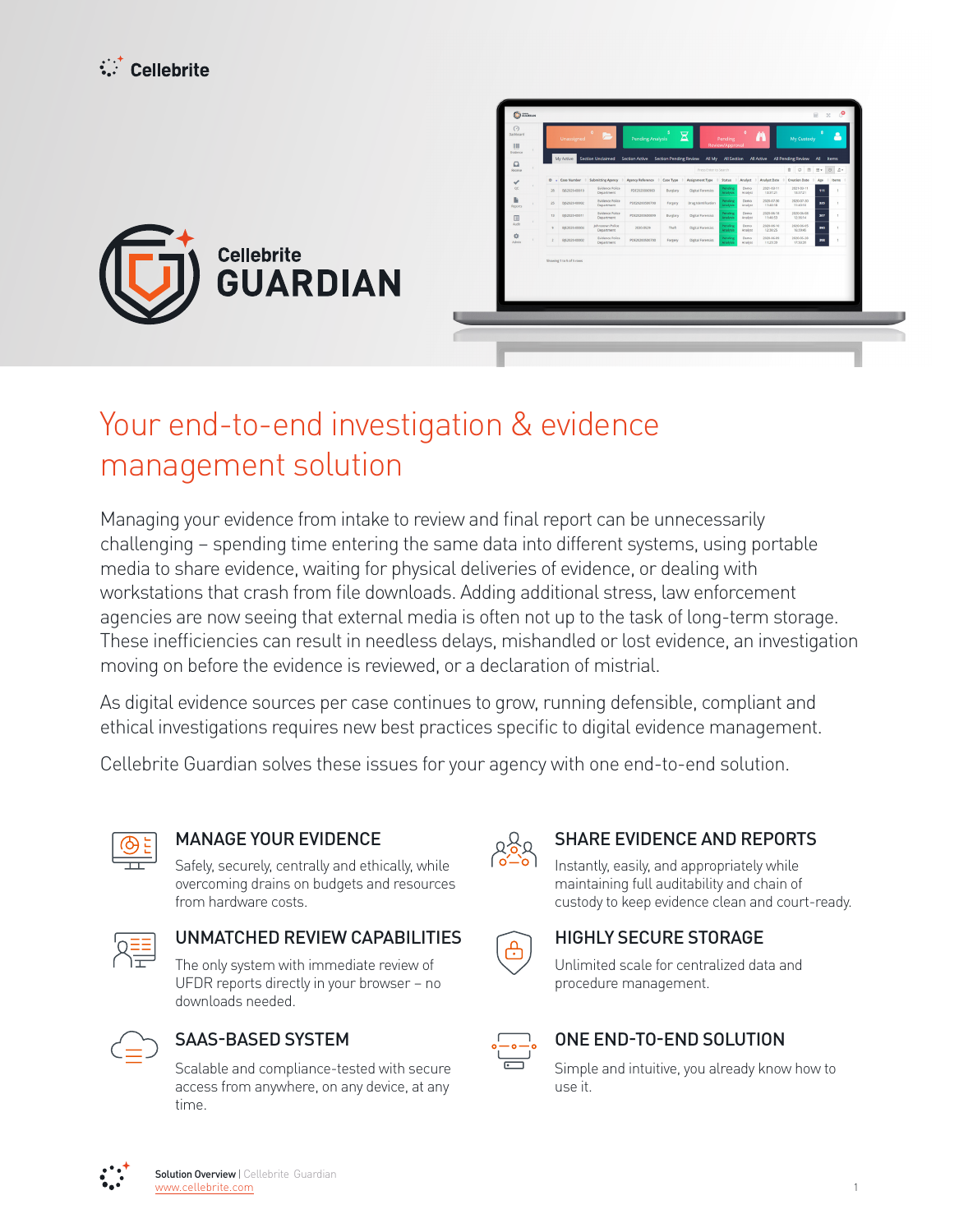Cellebrite

Cellebrite GUARDIAN

# Your end-to-end investigation & evidence management solution

Managing your evidence from intake to review and final report can be unnecessarily challenging – spending time entering the same data into different systems, using portable media to share evidence, waiting for physical deliveries of evidence, or dealing with workstations that crash from file downloads. Adding additional stress, law enforcement agencies are now seeing that external media is often not up to the task of long-term storage. These inefficiencies can result in needless delays, mishandled or lost evidence, an investigation moving on before the evidence is reviewed, or a declaration of mistrial.

As digital evidence sources per case continues to grow, running defensible, compliant and ethical investigations requires new best practices specific to digital evidence management.

Cellebrite Guardian solves these issues for your agency with one end-to-end solution.

### MANAGE YOUR EVIDENCE

Safely, securely, centrally and ethically, while overcoming drains on budgets and resources from hardware costs.

### UNMATCHED REVIEW CAPABILITIES

The only system with immediate review of UFDR reports directly in your browser – no downloads needed.

### SAAS-BASED SYSTEM

Scalable and compliance-tested with secure access from anywhere, on any device, at any time.

### SHARE EVIDENCE AND REPORTS

Instantly, easily, and appropriately while maintaining full auditability and chain of custody to keep evidence clean and court-ready.

### HIGHLY SECURE STORAGE

Unlimited scale for centralized data and procedure management.

### ONE END-TO-END SOLUTION

Simple and intuitive, you already know how to use it.

Solution Overview | Cellebrite Guardian
www.cellebrite.com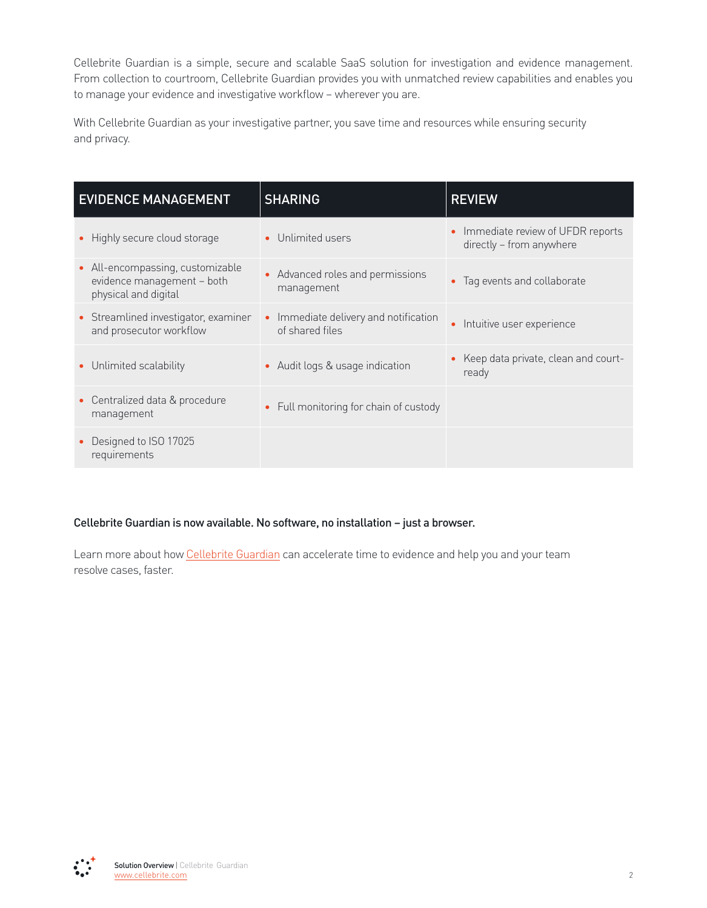Cellebrite Guardian is a simple, secure and scalable SaaS solution for investigation and evidence management. From collection to courtroom, Cellebrite Guardian provides you with unmatched review capabilities and enables you to manage your evidence and investigative workflow – wherever you are.

With Cellebrite Guardian as your investigative partner, you save time and resources while ensuring security and privacy.

| EVIDENCE MANAGEMENT | SHARING | REVIEW |
| --- | --- | --- |
| • Highly secure cloud storage | • Unlimited users | • Immediate review of UFDR reports directly – from anywhere |
| • All-encompassing, customizable evidence management – both physical and digital | • Advanced roles and permissions management | • Tag events and collaborate |
| • Streamlined investigator, examiner and prosecutor workflow | • Immediate delivery and notification of shared files | • Intuitive user experience |
| • Unlimited scalability | • Audit logs & usage indication | • Keep data private, clean and court-ready |
| • Centralized data & procedure management | • Full monitoring for chain of custody | |
| • Designed to ISO 17025 requirements | | |

**Cellebrite Guardian is now available. No software, no installation – just a browser.**

Learn more about how Cellebrite Guardian can accelerate time to evidence and help you and your team resolve cases, faster.